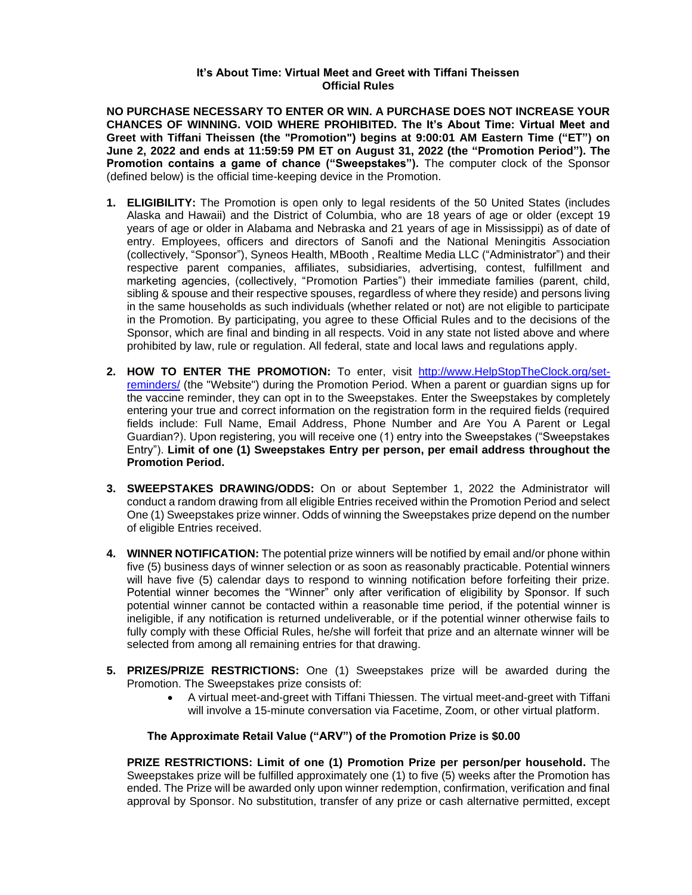**It's About Time: Virtual Meet and Greet with Tiffani Theissen**
**Official Rules**

**NO PURCHASE NECESSARY TO ENTER OR WIN. A PURCHASE DOES NOT INCREASE YOUR CHANCES OF WINNING. VOID WHERE PROHIBITED. The It's About Time: Virtual Meet and Greet with Tiffani Theissen (the "Promotion") begins at 9:00:01 AM Eastern Time ("ET") on June 2, 2022 and ends at 11:59:59 PM ET on August 31, 2022 (the "Promotion Period"). The Promotion contains a game of chance ("Sweepstakes").** The computer clock of the Sponsor (defined below) is the official time-keeping device in the Promotion.

1. **ELIGIBILITY:** The Promotion is open only to legal residents of the 50 United States (includes Alaska and Hawaii) and the District of Columbia, who are 18 years of age or older (except 19 years of age or older in Alabama and Nebraska and 21 years of age in Mississippi) as of date of entry. Employees, officers and directors of Sanofi and the National Meningitis Association (collectively, "Sponsor"), Syneos Health, MBooth , Realtime Media LLC ("Administrator") and their respective parent companies, affiliates, subsidiaries, advertising, contest, fulfillment and marketing agencies, (collectively, "Promotion Parties") their immediate families (parent, child, sibling & spouse and their respective spouses, regardless of where they reside) and persons living in the same households as such individuals (whether related or not) are not eligible to participate in the Promotion. By participating, you agree to these Official Rules and to the decisions of the Sponsor, which are final and binding in all respects. Void in any state not listed above and where prohibited by law, rule or regulation. All federal, state and local laws and regulations apply.

2. **HOW TO ENTER THE PROMOTION:** To enter, visit [http://www.HelpStopTheClock.org/set-reminders/](http://www.HelpStopTheClock.org/set-reminders/) (the "Website") during the Promotion Period. When a parent or guardian signs up for the vaccine reminder, they can opt in to the Sweepstakes. Enter the Sweepstakes by completely entering your true and correct information on the registration form in the required fields (required fields include: Full Name, Email Address, Phone Number and Are You A Parent or Legal Guardian?). Upon registering, you will receive one (1) entry into the Sweepstakes ("Sweepstakes Entry"). **Limit of one (1) Sweepstakes Entry per person, per email address throughout the Promotion Period.**

3. **SWEEPSTAKES DRAWING/ODDS:** On or about September 1, 2022 the Administrator will conduct a random drawing from all eligible Entries received within the Promotion Period and select One (1) Sweepstakes prize winner. Odds of winning the Sweepstakes prize depend on the number of eligible Entries received.

4. **WINNER NOTIFICATION:** The potential prize winners will be notified by email and/or phone within five (5) business days of winner selection or as soon as reasonably practicable. Potential winners will have five (5) calendar days to respond to winning notification before forfeiting their prize. Potential winner becomes the "Winner" only after verification of eligibility by Sponsor. If such potential winner cannot be contacted within a reasonable time period, if the potential winner is ineligible, if any notification is returned undeliverable, or if the potential winner otherwise fails to fully comply with these Official Rules, he/she will forfeit that prize and an alternate winner will be selected from among all remaining entries for that drawing.

5. **PRIZES/PRIZE RESTRICTIONS:** One (1) Sweepstakes prize will be awarded during the Promotion. The Sweepstakes prize consists of:
   - A virtual meet-and-greet with Tiffani Thiessen. The virtual meet-and-greet with Tiffani will involve a 15-minute conversation via Facetime, Zoom, or other virtual platform.

   **The Approximate Retail Value ("ARV") of the Promotion Prize is $0.00**

   **PRIZE RESTRICTIONS: Limit of one (1) Promotion Prize per person/per household.** The Sweepstakes prize will be fulfilled approximately one (1) to five (5) weeks after the Promotion has ended. The Prize will be awarded only upon winner redemption, confirmation, verification and final approval by Sponsor. No substitution, transfer of any prize or cash alternative permitted, except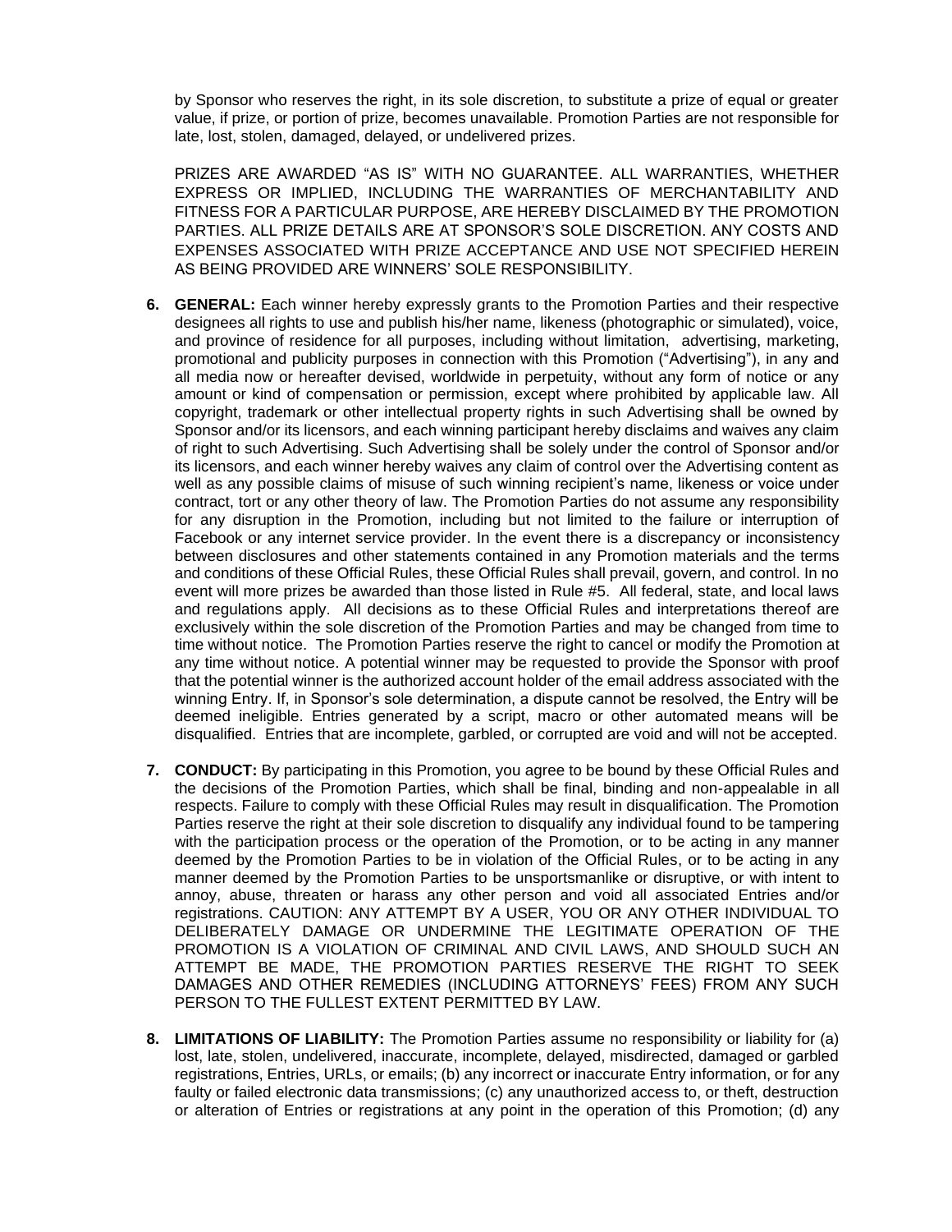by Sponsor who reserves the right, in its sole discretion, to substitute a prize of equal or greater value, if prize, or portion of prize, becomes unavailable. Promotion Parties are not responsible for late, lost, stolen, damaged, delayed, or undelivered prizes.

PRIZES ARE AWARDED "AS IS" WITH NO GUARANTEE. ALL WARRANTIES, WHETHER EXPRESS OR IMPLIED, INCLUDING THE WARRANTIES OF MERCHANTABILITY AND FITNESS FOR A PARTICULAR PURPOSE, ARE HEREBY DISCLAIMED BY THE PROMOTION PARTIES. ALL PRIZE DETAILS ARE AT SPONSOR'S SOLE DISCRETION. ANY COSTS AND EXPENSES ASSOCIATED WITH PRIZE ACCEPTANCE AND USE NOT SPECIFIED HEREIN AS BEING PROVIDED ARE WINNERS' SOLE RESPONSIBILITY.

6. **GENERAL:** Each winner hereby expressly grants to the Promotion Parties and their respective designees all rights to use and publish his/her name, likeness (photographic or simulated), voice, and province of residence for all purposes, including without limitation, advertising, marketing, promotional and publicity purposes in connection with this Promotion ("Advertising"), in any and all media now or hereafter devised, worldwide in perpetuity, without any form of notice or any amount or kind of compensation or permission, except where prohibited by applicable law. All copyright, trademark or other intellectual property rights in such Advertising shall be owned by Sponsor and/or its licensors, and each winning participant hereby disclaims and waives any claim of right to such Advertising. Such Advertising shall be solely under the control of Sponsor and/or its licensors, and each winner hereby waives any claim of control over the Advertising content as well as any possible claims of misuse of such winning recipient's name, likeness or voice under contract, tort or any other theory of law. The Promotion Parties do not assume any responsibility for any disruption in the Promotion, including but not limited to the failure or interruption of Facebook or any internet service provider. In the event there is a discrepancy or inconsistency between disclosures and other statements contained in any Promotion materials and the terms and conditions of these Official Rules, these Official Rules shall prevail, govern, and control. In no event will more prizes be awarded than those listed in Rule #5. All federal, state, and local laws and regulations apply. All decisions as to these Official Rules and interpretations thereof are exclusively within the sole discretion of the Promotion Parties and may be changed from time to time without notice. The Promotion Parties reserve the right to cancel or modify the Promotion at any time without notice. A potential winner may be requested to provide the Sponsor with proof that the potential winner is the authorized account holder of the email address associated with the winning Entry. If, in Sponsor's sole determination, a dispute cannot be resolved, the Entry will be deemed ineligible. Entries generated by a script, macro or other automated means will be disqualified. Entries that are incomplete, garbled, or corrupted are void and will not be accepted.

7. **CONDUCT:** By participating in this Promotion, you agree to be bound by these Official Rules and the decisions of the Promotion Parties, which shall be final, binding and non-appealable in all respects. Failure to comply with these Official Rules may result in disqualification. The Promotion Parties reserve the right at their sole discretion to disqualify any individual found to be tampering with the participation process or the operation of the Promotion, or to be acting in any manner deemed by the Promotion Parties to be in violation of the Official Rules, or to be acting in any manner deemed by the Promotion Parties to be unsportsmanlike or disruptive, or with intent to annoy, abuse, threaten or harass any other person and void all associated Entries and/or registrations. CAUTION: ANY ATTEMPT BY A USER, YOU OR ANY OTHER INDIVIDUAL TO DELIBERATELY DAMAGE OR UNDERMINE THE LEGITIMATE OPERATION OF THE PROMOTION IS A VIOLATION OF CRIMINAL AND CIVIL LAWS, AND SHOULD SUCH AN ATTEMPT BE MADE, THE PROMOTION PARTIES RESERVE THE RIGHT TO SEEK DAMAGES AND OTHER REMEDIES (INCLUDING ATTORNEYS' FEES) FROM ANY SUCH PERSON TO THE FULLEST EXTENT PERMITTED BY LAW.

8. **LIMITATIONS OF LIABILITY:** The Promotion Parties assume no responsibility or liability for (a) lost, late, stolen, undelivered, inaccurate, incomplete, delayed, misdirected, damaged or garbled registrations, Entries, URLs, or emails; (b) any incorrect or inaccurate Entry information, or for any faulty or failed electronic data transmissions; (c) any unauthorized access to, or theft, destruction or alteration of Entries or registrations at any point in the operation of this Promotion; (d) any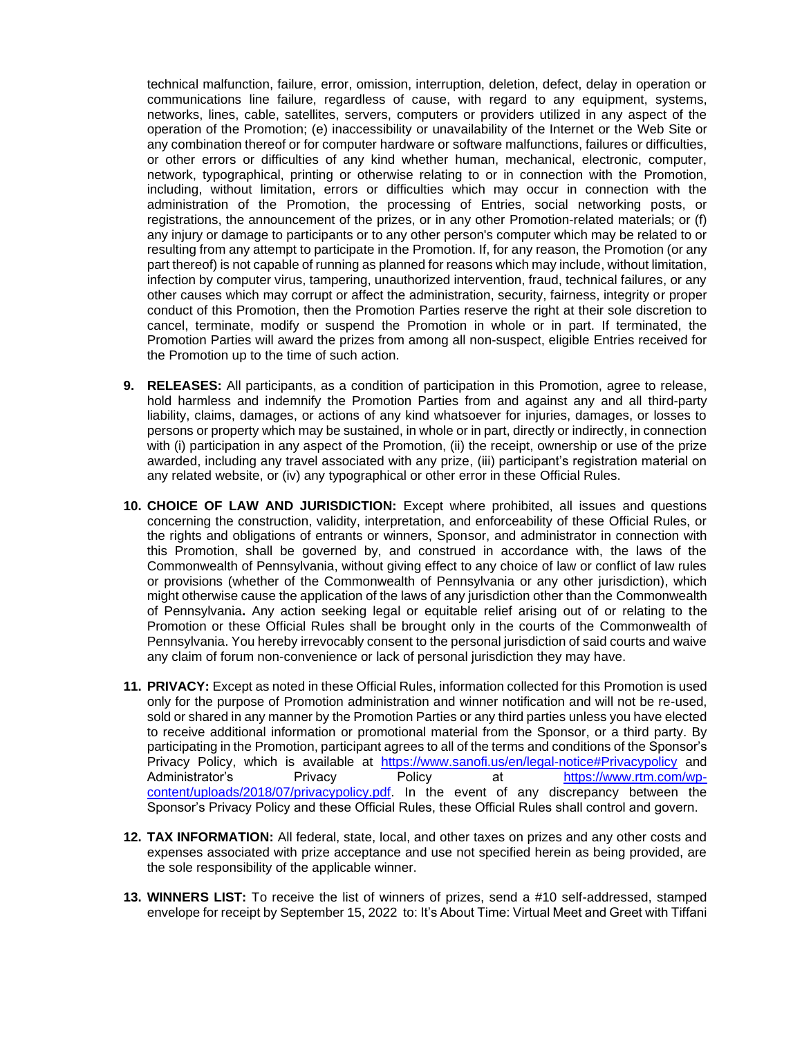technical malfunction, failure, error, omission, interruption, deletion, defect, delay in operation or communications line failure, regardless of cause, with regard to any equipment, systems, networks, lines, cable, satellites, servers, computers or providers utilized in any aspect of the operation of the Promotion; (e) inaccessibility or unavailability of the Internet or the Web Site or any combination thereof or for computer hardware or software malfunctions, failures or difficulties, or other errors or difficulties of any kind whether human, mechanical, electronic, computer, network, typographical, printing or otherwise relating to or in connection with the Promotion, including, without limitation, errors or difficulties which may occur in connection with the administration of the Promotion, the processing of Entries, social networking posts, or registrations, the announcement of the prizes, or in any other Promotion-related materials; or (f) any injury or damage to participants or to any other person's computer which may be related to or resulting from any attempt to participate in the Promotion. If, for any reason, the Promotion (or any part thereof) is not capable of running as planned for reasons which may include, without limitation, infection by computer virus, tampering, unauthorized intervention, fraud, technical failures, or any other causes which may corrupt or affect the administration, security, fairness, integrity or proper conduct of this Promotion, then the Promotion Parties reserve the right at their sole discretion to cancel, terminate, modify or suspend the Promotion in whole or in part. If terminated, the Promotion Parties will award the prizes from among all non-suspect, eligible Entries received for the Promotion up to the time of such action.

9. **RELEASES:** All participants, as a condition of participation in this Promotion, agree to release, hold harmless and indemnify the Promotion Parties from and against any and all third-party liability, claims, damages, or actions of any kind whatsoever for injuries, damages, or losses to persons or property which may be sustained, in whole or in part, directly or indirectly, in connection with (i) participation in any aspect of the Promotion, (ii) the receipt, ownership or use of the prize awarded, including any travel associated with any prize, (iii) participant's registration material on any related website, or (iv) any typographical or other error in these Official Rules.

10. **CHOICE OF LAW AND JURISDICTION:** Except where prohibited, all issues and questions concerning the construction, validity, interpretation, and enforceability of these Official Rules, or the rights and obligations of entrants or winners, Sponsor, and administrator in connection with this Promotion, shall be governed by, and construed in accordance with, the laws of the Commonwealth of Pennsylvania, without giving effect to any choice of law or conflict of law rules or provisions (whether of the Commonwealth of Pennsylvania or any other jurisdiction), which might otherwise cause the application of the laws of any jurisdiction other than the Commonwealth of Pennsylvania**.** Any action seeking legal or equitable relief arising out of or relating to the Promotion or these Official Rules shall be brought only in the courts of the Commonwealth of Pennsylvania. You hereby irrevocably consent to the personal jurisdiction of said courts and waive any claim of forum non-convenience or lack of personal jurisdiction they may have.

11. **PRIVACY:** Except as noted in these Official Rules, information collected for this Promotion is used only for the purpose of Promotion administration and winner notification and will not be re-used, sold or shared in any manner by the Promotion Parties or any third parties unless you have elected to receive additional information or promotional material from the Sponsor, or a third party. By participating in the Promotion, participant agrees to all of the terms and conditions of the Sponsor's Privacy Policy, which is available at https://www.sanofi.us/en/legal-notice#Privacypolicy and Administrator's Privacy Policy at https://www.rtm.com/wp-content/uploads/2018/07/privacypolicy.pdf. In the event of any discrepancy between the Sponsor's Privacy Policy and these Official Rules, these Official Rules shall control and govern.

12. **TAX INFORMATION:** All federal, state, local, and other taxes on prizes and any other costs and expenses associated with prize acceptance and use not specified herein as being provided, are the sole responsibility of the applicable winner.

13. **WINNERS LIST:** To receive the list of winners of prizes, send a #10 self-addressed, stamped envelope for receipt by September 15, 2022 to: It's About Time: Virtual Meet and Greet with Tiffani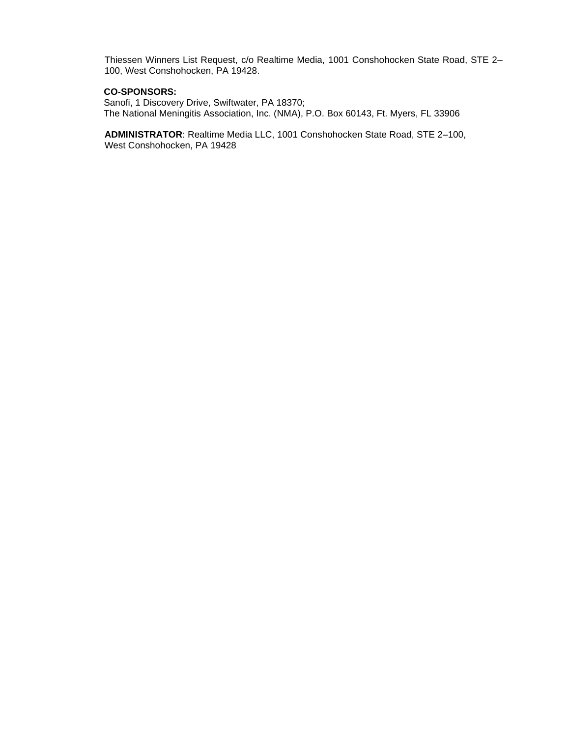Thiessen Winners List Request, c/o Realtime Media, 1001 Conshohocken State Road, STE 2–100, West Conshohocken, PA 19428.

**CO-SPONSORS:**
Sanofi, 1 Discovery Drive, Swiftwater, PA 18370;
The National Meningitis Association, Inc. (NMA), P.O. Box 60143, Ft. Myers, FL 33906

**ADMINISTRATOR**: Realtime Media LLC, 1001 Conshohocken State Road, STE 2–100, West Conshohocken, PA 19428